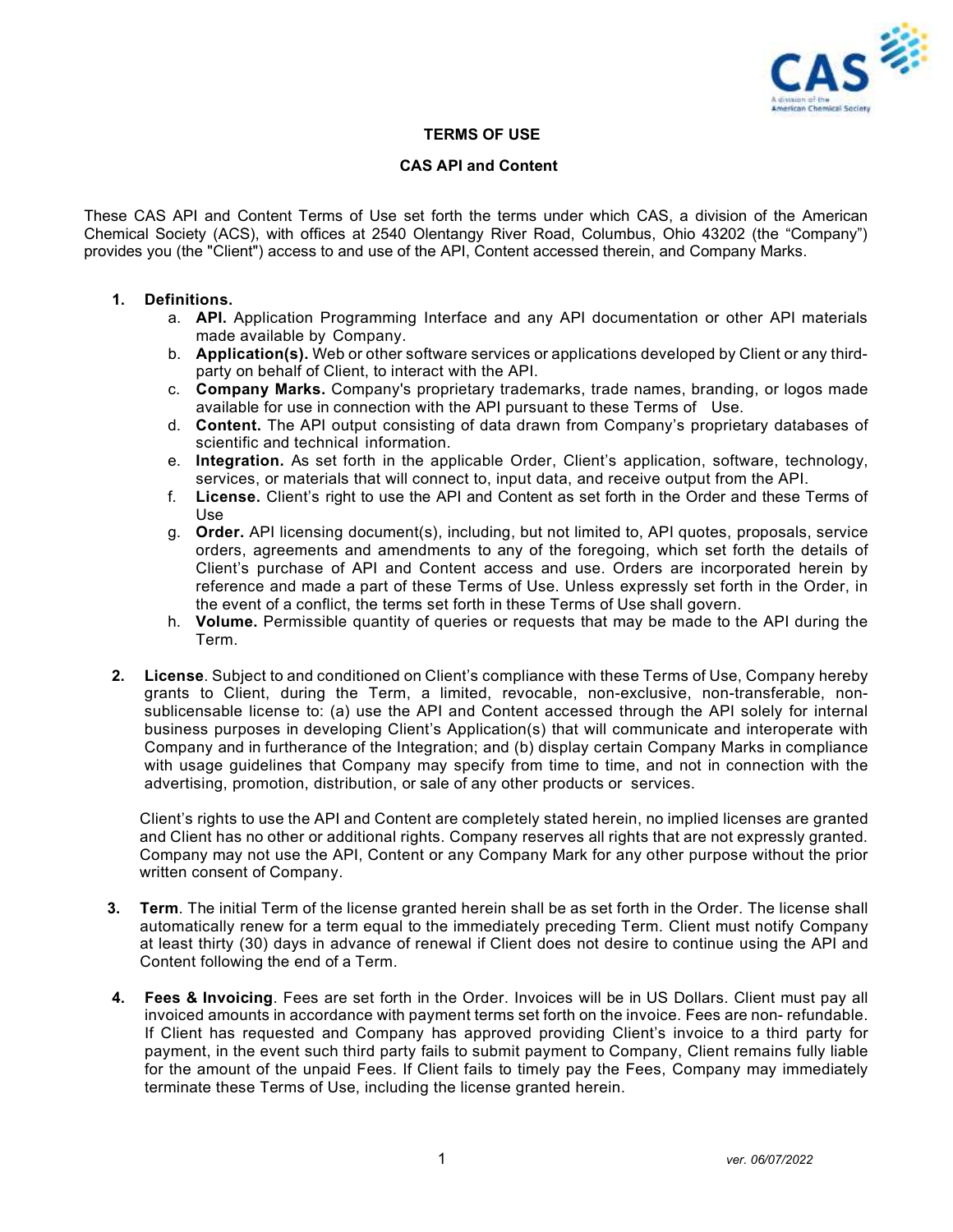# TERMS OF USE

## CAS API and Content

These CAS API and Content Terms of Use set forth the terms under which CAS, a division of the American Chemical Society (ACS), with offices at 2540 Olentangy River Road, Columbus, Ohio 43202 (the "Company") provides you (the "Client") access to and use of the API, Content accessed therein, and Company Marks.

1. **Definitions.**
   a. **API.** Application Programming Interface and any API documentation or other API materials made available by Company.
   b. **Application(s).** Web or other software services or applications developed by Client or any third-party on behalf of Client, to interact with the API.
   c. **Company Marks.** Company's proprietary trademarks, trade names, branding, or logos made available for use in connection with the API pursuant to these Terms of Use.
   d. **Content.** The API output consisting of data drawn from Company's proprietary databases of scientific and technical information.
   e. **Integration.** As set forth in the applicable Order, Client's application, software, technology, services, or materials that will connect to, input data, and receive output from the API.
   f. **License.** Client's right to use the API and Content as set forth in the Order and these Terms of Use
   g. **Order.** API licensing document(s), including, but not limited to, API quotes, proposals, service orders, agreements and amendments to any of the foregoing, which set forth the details of Client's purchase of API and Content access and use. Orders are incorporated herein by reference and made a part of these Terms of Use. Unless expressly set forth in the Order, in the event of a conflict, the terms set forth in these Terms of Use shall govern.
   h. **Volume.** Permissible quantity of queries or requests that may be made to the API during the Term.

2. **License**. Subject to and conditioned on Client's compliance with these Terms of Use, Company hereby grants to Client, during the Term, a limited, revocable, non-exclusive, non-transferable, non-sublicensable license to: (a) use the API and Content accessed through the API solely for internal business purposes in developing Client's Application(s) that will communicate and interoperate with Company and in furtherance of the Integration; and (b) display certain Company Marks in compliance with usage guidelines that Company may specify from time to time, and not in connection with the advertising, promotion, distribution, or sale of any other products or services.

   Client's rights to use the API and Content are completely stated herein, no implied licenses are granted and Client has no other or additional rights. Company reserves all rights that are not expressly granted. Company may not use the API, Content or any Company Mark for any other purpose without the prior written consent of Company.

3. **Term**. The initial Term of the license granted herein shall be as set forth in the Order. The license shall automatically renew for a term equal to the immediately preceding Term. Client must notify Company at least thirty (30) days in advance of renewal if Client does not desire to continue using the API and Content following the end of a Term.

4. **Fees & Invoicing**. Fees are set forth in the Order. Invoices will be in US Dollars. Client must pay all invoiced amounts in accordance with payment terms set forth on the invoice. Fees are non- refundable. If Client has requested and Company has approved providing Client's invoice to a third party for payment, in the event such third party fails to submit payment to Company, Client remains fully liable for the amount of the unpaid Fees. If Client fails to timely pay the Fees, Company may immediately terminate these Terms of Use, including the license granted herein.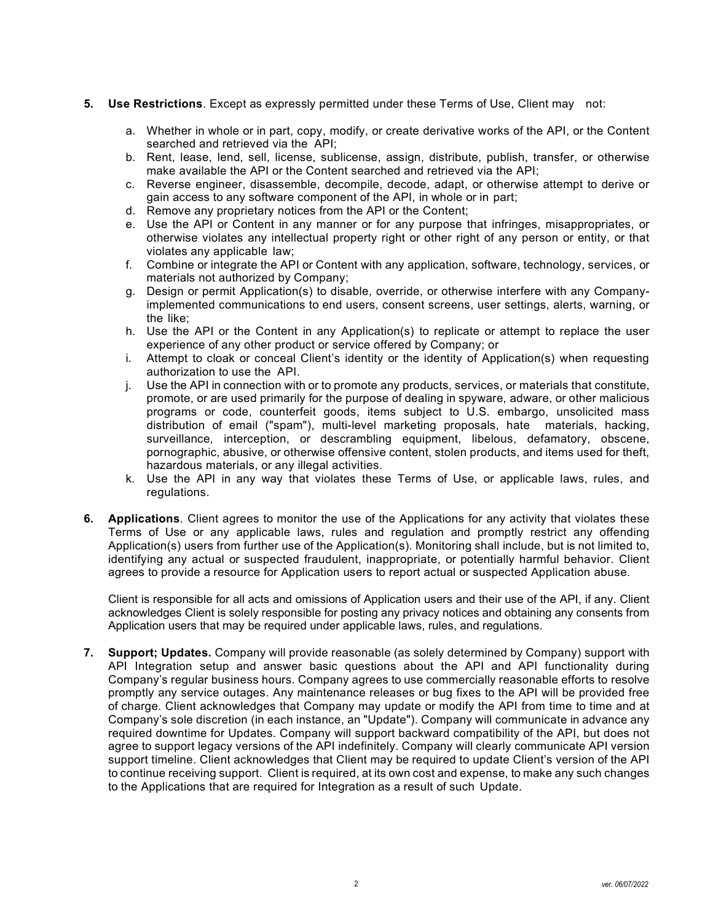**5. Use Restrictions**. Except as expressly permitted under these Terms of Use, Client may not:

a. Whether in whole or in part, copy, modify, or create derivative works of the API, or the Content searched and retrieved via the API;
b. Rent, lease, lend, sell, license, sublicense, assign, distribute, publish, transfer, or otherwise make available the API or the Content searched and retrieved via the API;
c. Reverse engineer, disassemble, decompile, decode, adapt, or otherwise attempt to derive or gain access to any software component of the API, in whole or in part;
d. Remove any proprietary notices from the API or the Content;
e. Use the API or Content in any manner or for any purpose that infringes, misappropriates, or otherwise violates any intellectual property right or other right of any person or entity, or that violates any applicable law;
f. Combine or integrate the API or Content with any application, software, technology, services, or materials not authorized by Company;
g. Design or permit Application(s) to disable, override, or otherwise interfere with any Company-implemented communications to end users, consent screens, user settings, alerts, warning, or the like;
h. Use the API or the Content in any Application(s) to replicate or attempt to replace the user experience of any other product or service offered by Company; or
i. Attempt to cloak or conceal Client's identity or the identity of Application(s) when requesting authorization to use the API.
j. Use the API in connection with or to promote any products, services, or materials that constitute, promote, or are used primarily for the purpose of dealing in spyware, adware, or other malicious programs or code, counterfeit goods, items subject to U.S. embargo, unsolicited mass distribution of email ("spam"), multi-level marketing proposals, hate materials, hacking, surveillance, interception, or descrambling equipment, libelous, defamatory, obscene, pornographic, abusive, or otherwise offensive content, stolen products, and items used for theft, hazardous materials, or any illegal activities.
k. Use the API in any way that violates these Terms of Use, or applicable laws, rules, and regulations.

**6. Applications**. Client agrees to monitor the use of the Applications for any activity that violates these Terms of Use or any applicable laws, rules and regulation and promptly restrict any offending Application(s) users from further use of the Application(s). Monitoring shall include, but is not limited to, identifying any actual or suspected fraudulent, inappropriate, or potentially harmful behavior. Client agrees to provide a resource for Application users to report actual or suspected Application abuse.

Client is responsible for all acts and omissions of Application users and their use of the API, if any. Client acknowledges Client is solely responsible for posting any privacy notices and obtaining any consents from Application users that may be required under applicable laws, rules, and regulations.

**7. Support; Updates.** Company will provide reasonable (as solely determined by Company) support with API Integration setup and answer basic questions about the API and API functionality during Company's regular business hours. Company agrees to use commercially reasonable efforts to resolve promptly any service outages. Any maintenance releases or bug fixes to the API will be provided free of charge. Client acknowledges that Company may update or modify the API from time to time and at Company's sole discretion (in each instance, an "Update"). Company will communicate in advance any required downtime for Updates. Company will support backward compatibility of the API, but does not agree to support legacy versions of the API indefinitely. Company will clearly communicate API version support timeline. Client acknowledges that Client may be required to update Client's version of the API to continue receiving support. Client is required, at its own cost and expense, to make any such changes to the Applications that are required for Integration as a result of such Update.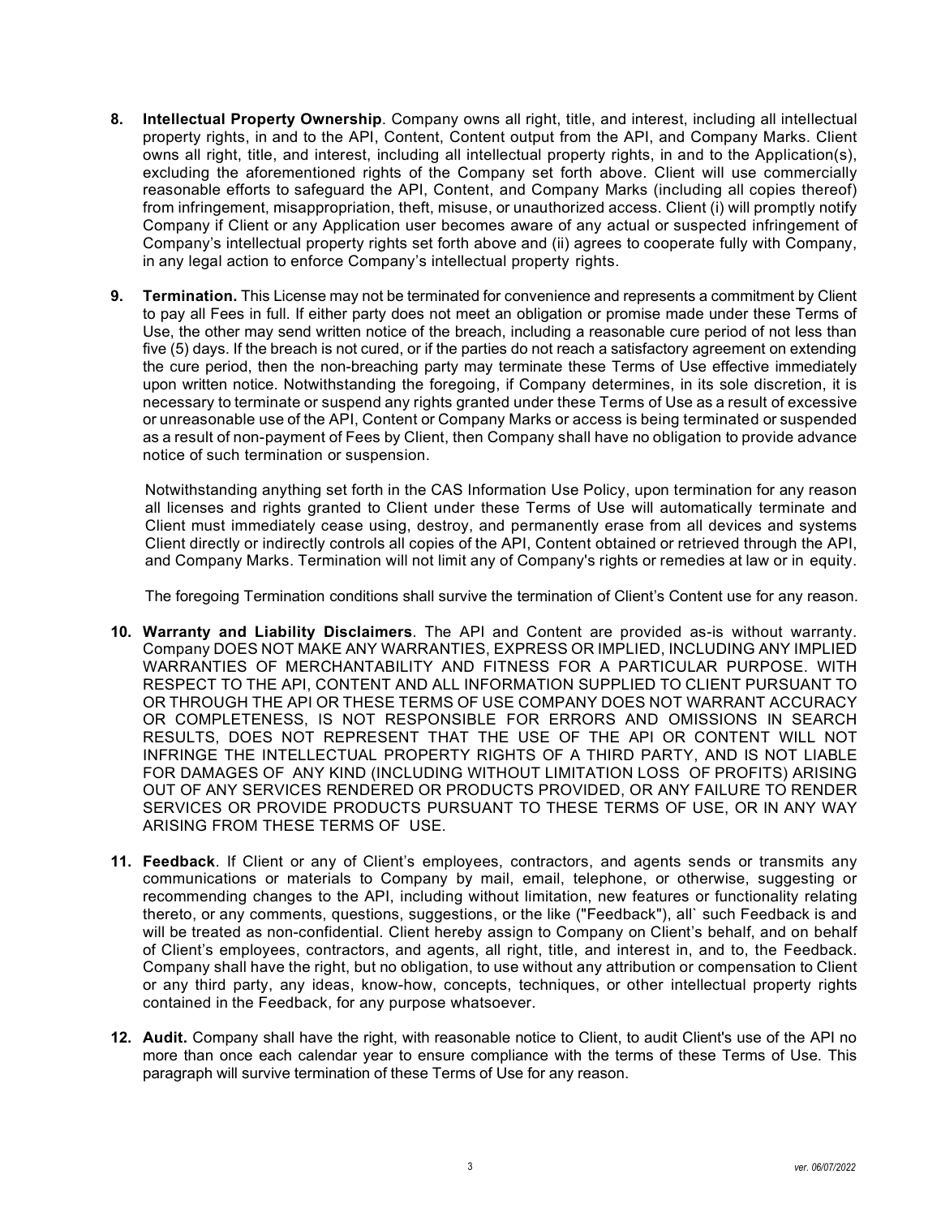8. **Intellectual Property Ownership**. Company owns all right, title, and interest, including all intellectual property rights, in and to the API, Content, Content output from the API, and Company Marks. Client owns all right, title, and interest, including all intellectual property rights, in and to the Application(s), excluding the aforementioned rights of the Company set forth above. Client will use commercially reasonable efforts to safeguard the API, Content, and Company Marks (including all copies thereof) from infringement, misappropriation, theft, misuse, or unauthorized access. Client (i) will promptly notify Company if Client or any Application user becomes aware of any actual or suspected infringement of Company's intellectual property rights set forth above and (ii) agrees to cooperate fully with Company, in any legal action to enforce Company's intellectual property rights.

9. **Termination.** This License may not be terminated for convenience and represents a commitment by Client to pay all Fees in full. If either party does not meet an obligation or promise made under these Terms of Use, the other may send written notice of the breach, including a reasonable cure period of not less than five (5) days. If the breach is not cured, or if the parties do not reach a satisfactory agreement on extending the cure period, then the non-breaching party may terminate these Terms of Use effective immediately upon written notice. Notwithstanding the foregoing, if Company determines, in its sole discretion, it is necessary to terminate or suspend any rights granted under these Terms of Use as a result of excessive or unreasonable use of the API, Content or Company Marks or access is being terminated or suspended as a result of non-payment of Fees by Client, then Company shall have no obligation to provide advance notice of such termination or suspension.

   Notwithstanding anything set forth in the CAS Information Use Policy, upon termination for any reason all licenses and rights granted to Client under these Terms of Use will automatically terminate and Client must immediately cease using, destroy, and permanently erase from all devices and systems Client directly or indirectly controls all copies of the API, Content obtained or retrieved through the API, and Company Marks. Termination will not limit any of Company's rights or remedies at law or in equity.

   The foregoing Termination conditions shall survive the termination of Client's Content use for any reason.

10. **Warranty and Liability Disclaimers**. The API and Content are provided as-is without warranty. Company DOES NOT MAKE ANY WARRANTIES, EXPRESS OR IMPLIED, INCLUDING ANY IMPLIED WARRANTIES OF MERCHANTABILITY AND FITNESS FOR A PARTICULAR PURPOSE. WITH RESPECT TO THE API, CONTENT AND ALL INFORMATION SUPPLIED TO CLIENT PURSUANT TO OR THROUGH THE API OR THESE TERMS OF USE COMPANY DOES NOT WARRANT ACCURACY OR COMPLETENESS, IS NOT RESPONSIBLE FOR ERRORS AND OMISSIONS IN SEARCH RESULTS, DOES NOT REPRESENT THAT THE USE OF THE API OR CONTENT WILL NOT INFRINGE THE INTELLECTUAL PROPERTY RIGHTS OF A THIRD PARTY, AND IS NOT LIABLE FOR DAMAGES OF ANY KIND (INCLUDING WITHOUT LIMITATION LOSS OF PROFITS) ARISING OUT OF ANY SERVICES RENDERED OR PRODUCTS PROVIDED, OR ANY FAILURE TO RENDER SERVICES OR PROVIDE PRODUCTS PURSUANT TO THESE TERMS OF USE, OR IN ANY WAY ARISING FROM THESE TERMS OF USE.

11. **Feedback**. If Client or any of Client's employees, contractors, and agents sends or transmits any communications or materials to Company by mail, email, telephone, or otherwise, suggesting or recommending changes to the API, including without limitation, new features or functionality relating thereto, or any comments, questions, suggestions, or the like ("Feedback"), all` such Feedback is and will be treated as non-confidential. Client hereby assign to Company on Client's behalf, and on behalf of Client's employees, contractors, and agents, all right, title, and interest in, and to, the Feedback. Company shall have the right, but no obligation, to use without any attribution or compensation to Client or any third party, any ideas, know-how, concepts, techniques, or other intellectual property rights contained in the Feedback, for any purpose whatsoever.

12. **Audit.** Company shall have the right, with reasonable notice to Client, to audit Client's use of the API no more than once each calendar year to ensure compliance with the terms of these Terms of Use. This paragraph will survive termination of these Terms of Use for any reason.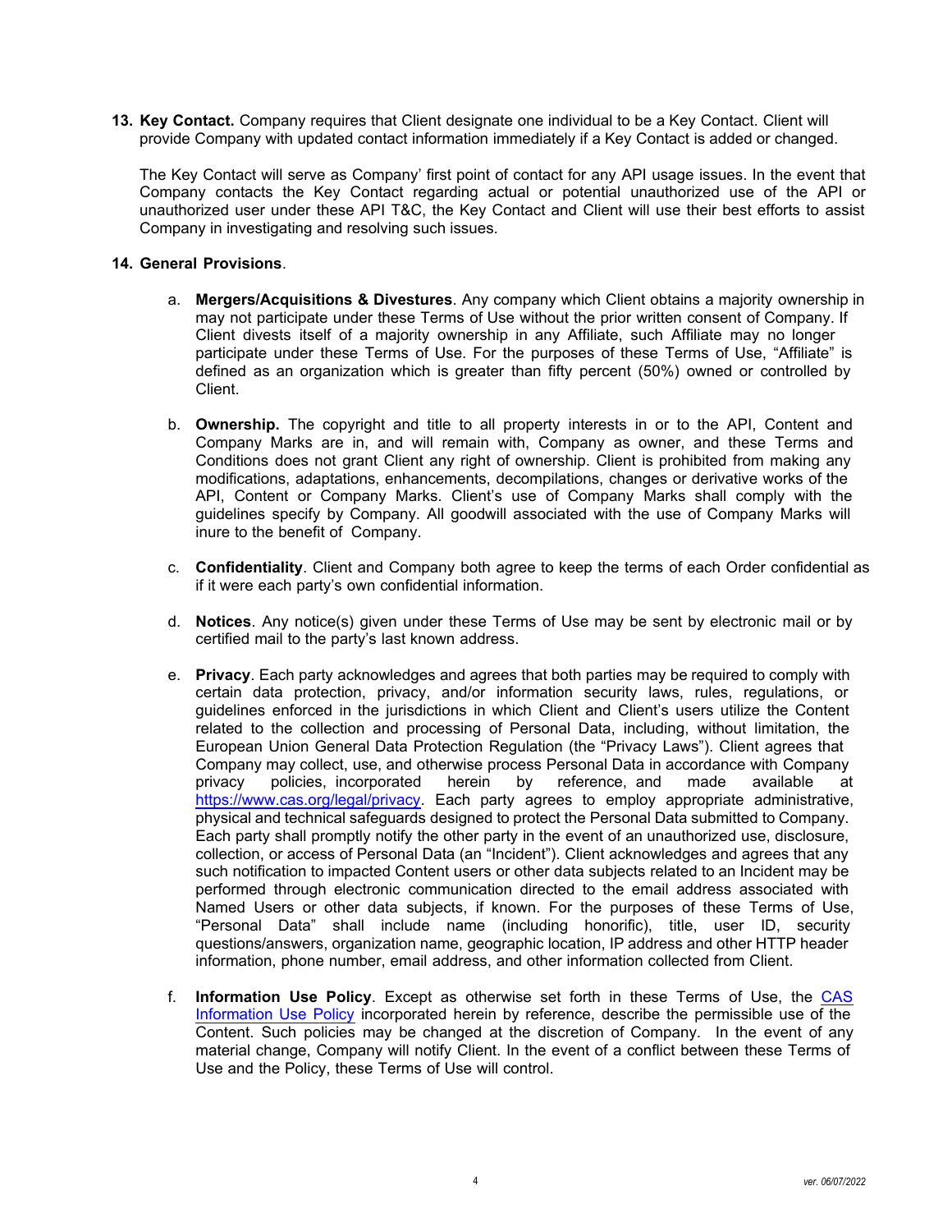**13. Key Contact.** Company requires that Client designate one individual to be a Key Contact. Client will provide Company with updated contact information immediately if a Key Contact is added or changed.

The Key Contact will serve as Company' first point of contact for any API usage issues. In the event that Company contacts the Key Contact regarding actual or potential unauthorized use of the API or unauthorized user under these API T&C, the Key Contact and Client will use their best efforts to assist Company in investigating and resolving such issues.

**14. General Provisions**.

a. **Mergers/Acquisitions & Divestures**. Any company which Client obtains a majority ownership in may not participate under these Terms of Use without the prior written consent of Company. If Client divests itself of a majority ownership in any Affiliate, such Affiliate may no longer participate under these Terms of Use. For the purposes of these Terms of Use, "Affiliate" is defined as an organization which is greater than fifty percent (50%) owned or controlled by Client.

b. **Ownership.** The copyright and title to all property interests in or to the API, Content and Company Marks are in, and will remain with, Company as owner, and these Terms and Conditions does not grant Client any right of ownership. Client is prohibited from making any modifications, adaptations, enhancements, decompilations, changes or derivative works of the API, Content or Company Marks. Client's use of Company Marks shall comply with the guidelines specify by Company. All goodwill associated with the use of Company Marks will inure to the benefit of Company.

c. **Confidentiality**. Client and Company both agree to keep the terms of each Order confidential as if it were each party's own confidential information.

d. **Notices**. Any notice(s) given under these Terms of Use may be sent by electronic mail or by certified mail to the party's last known address.

e. **Privacy**. Each party acknowledges and agrees that both parties may be required to comply with certain data protection, privacy, and/or information security laws, rules, regulations, or guidelines enforced in the jurisdictions in which Client and Client's users utilize the Content related to the collection and processing of Personal Data, including, without limitation, the European Union General Data Protection Regulation (the "Privacy Laws"). Client agrees that Company may collect, use, and otherwise process Personal Data in accordance with Company privacy policies, incorporated herein by reference, and made available at https://www.cas.org/legal/privacy. Each party agrees to employ appropriate administrative, physical and technical safeguards designed to protect the Personal Data submitted to Company. Each party shall promptly notify the other party in the event of an unauthorized use, disclosure, collection, or access of Personal Data (an "Incident"). Client acknowledges and agrees that any such notification to impacted Content users or other data subjects related to an Incident may be performed through electronic communication directed to the email address associated with Named Users or other data subjects, if known. For the purposes of these Terms of Use, "Personal Data" shall include name (including honorific), title, user ID, security questions/answers, organization name, geographic location, IP address and other HTTP header information, phone number, email address, and other information collected from Client.

f. **Information Use Policy**. Except as otherwise set forth in these Terms of Use, the CAS Information Use Policy incorporated herein by reference, describe the permissible use of the Content. Such policies may be changed at the discretion of Company. In the event of any material change, Company will notify Client. In the event of a conflict between these Terms of Use and the Policy, these Terms of Use will control.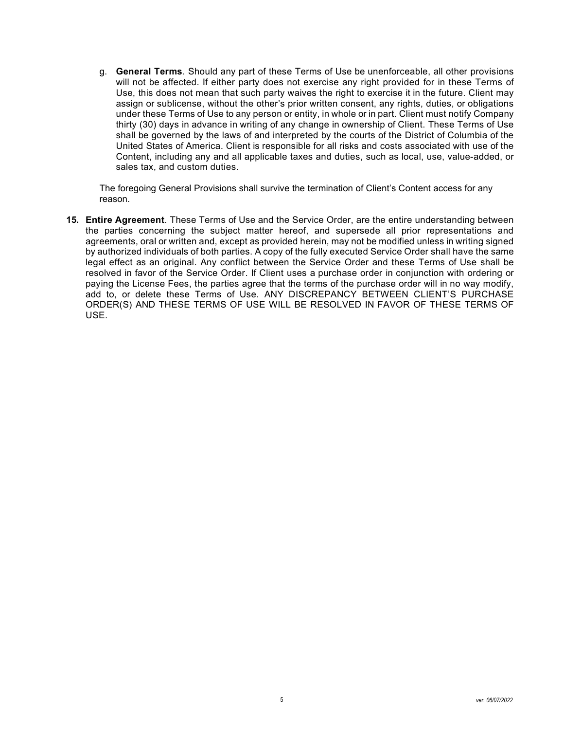g. **General Terms**. Should any part of these Terms of Use be unenforceable, all other provisions will not be affected. If either party does not exercise any right provided for in these Terms of Use, this does not mean that such party waives the right to exercise it in the future. Client may assign or sublicense, without the other's prior written consent, any rights, duties, or obligations under these Terms of Use to any person or entity, in whole or in part. Client must notify Company thirty (30) days in advance in writing of any change in ownership of Client. These Terms of Use shall be governed by the laws of and interpreted by the courts of the District of Columbia of the United States of America. Client is responsible for all risks and costs associated with use of the Content, including any and all applicable taxes and duties, such as local, use, value-added, or sales tax, and custom duties.

The foregoing General Provisions shall survive the termination of Client's Content access for any reason.

**15. Entire Agreement**. These Terms of Use and the Service Order, are the entire understanding between the parties concerning the subject matter hereof, and supersede all prior representations and agreements, oral or written and, except as provided herein, may not be modified unless in writing signed by authorized individuals of both parties. A copy of the fully executed Service Order shall have the same legal effect as an original. Any conflict between the Service Order and these Terms of Use shall be resolved in favor of the Service Order. If Client uses a purchase order in conjunction with ordering or paying the License Fees, the parties agree that the terms of the purchase order will in no way modify, add to, or delete these Terms of Use. ANY DISCREPANCY BETWEEN CLIENT'S PURCHASE ORDER(S) AND THESE TERMS OF USE WILL BE RESOLVED IN FAVOR OF THESE TERMS OF USE.